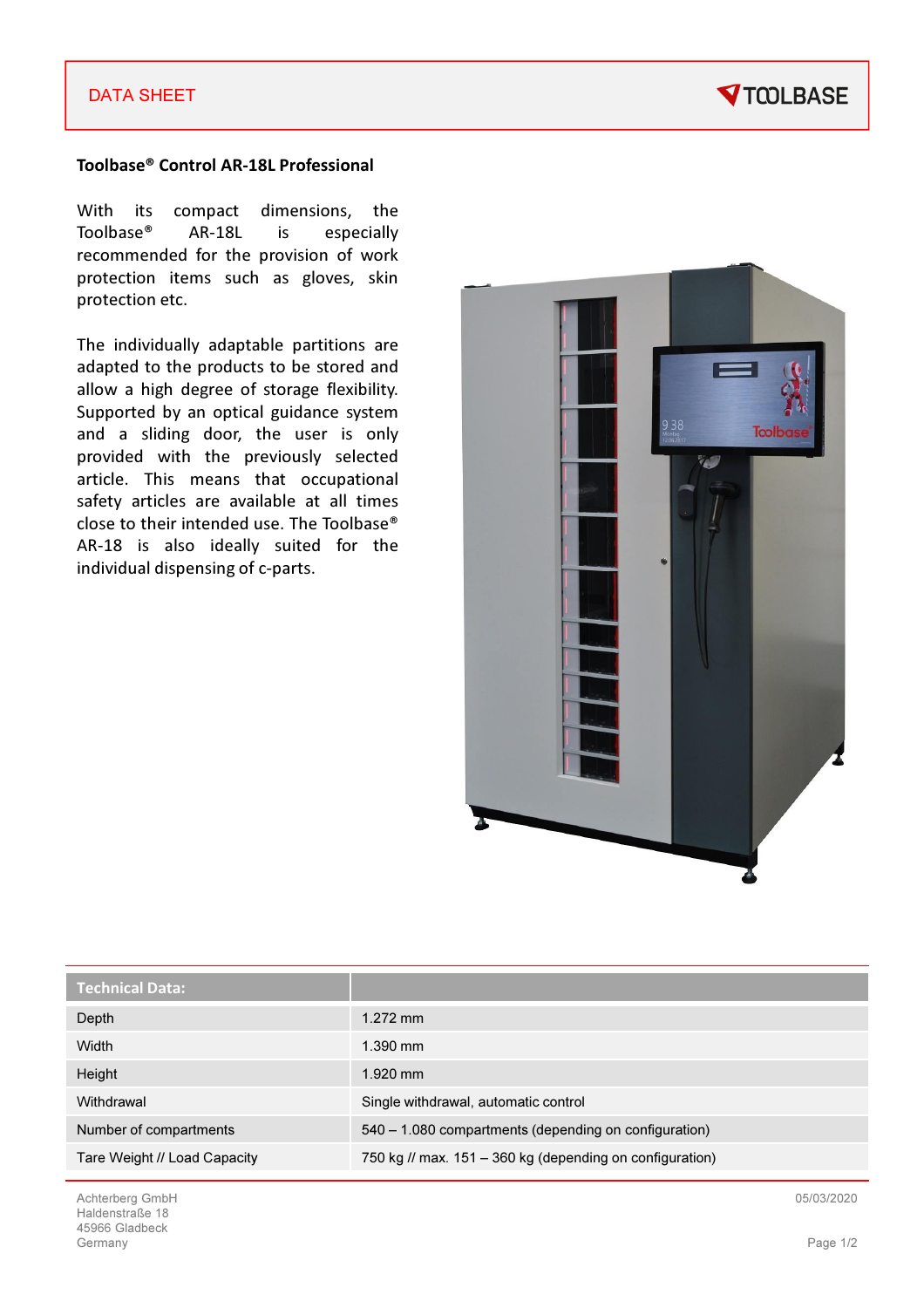DATA SHEET

# Toolbase® Control AR-18L Professional

With its compact dimensions, the Toolbase® AR-18L is especially recommended for the provision of work protection items such as gloves, skin protection etc.

The individually adaptable partitions are adapted to the products to be stored and allow a high degree of storage flexibility. Supported by an optical guidance system and a sliding door, the user is only provided with the previously selected article. This means that occupational safety articles are available at all times close to their intended use. The Toolbase® AR-18 is also ideally suited for the individual dispensing of c-parts.

| Technical Data: | |
|---|---|
| Depth | 1.272 mm |
| Width | 1.390 mm |
| Height | 1.920 mm |
| Withdrawal | Single withdrawal, automatic control |
| Number of compartments | 540 – 1.080 compartments (depending on configuration) |
| Tare Weight // Load Capacity | 750 kg // max. 151 – 360 kg (depending on configuration) |

Achterberg GmbH
Haldenstraße 18
45966 Gladbeck
Germany

05/03/2020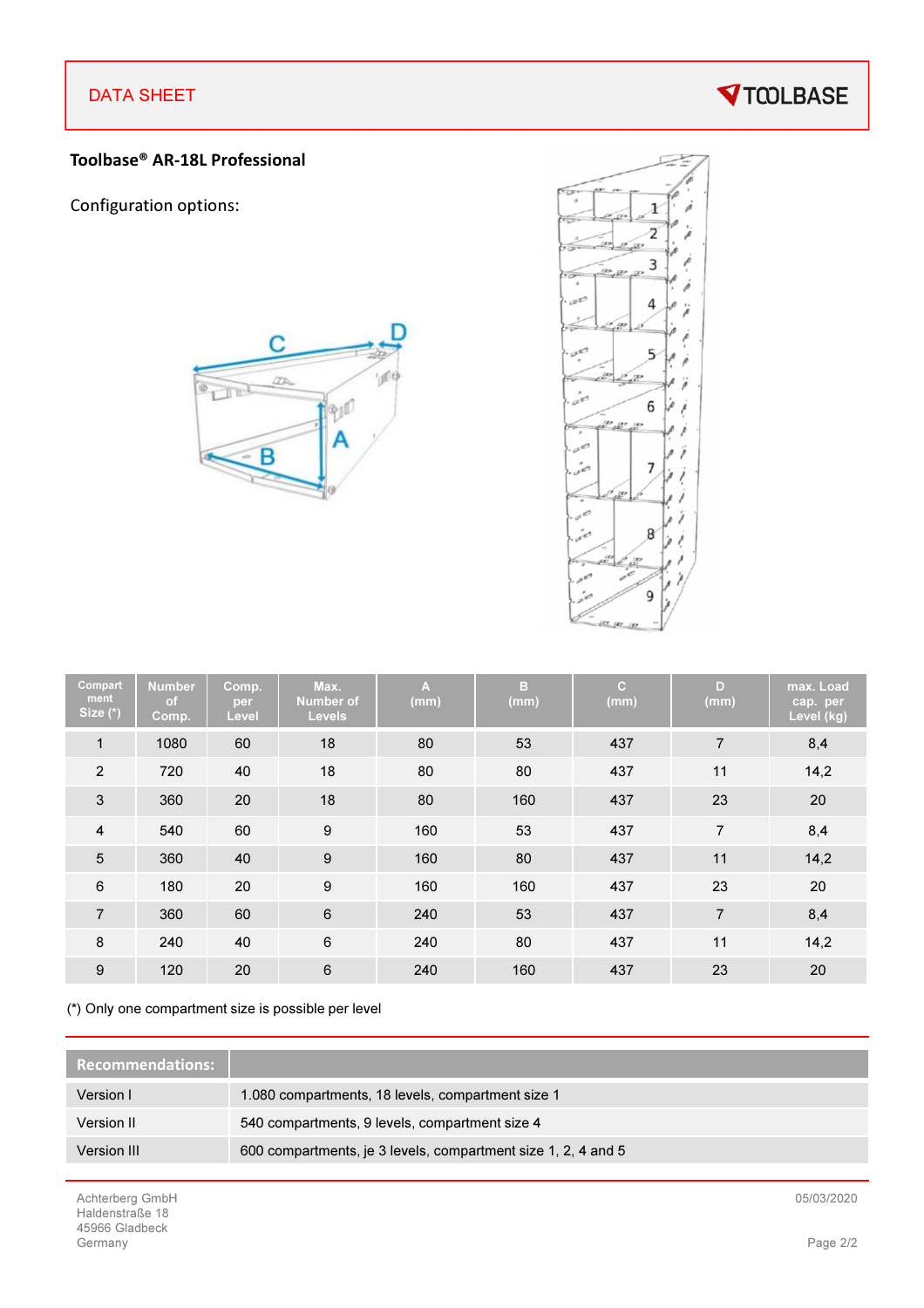DATA SHEET

TOOLBASE

**Toolbase® AR-18L Professional**

Configuration options:

C
D
A
B

1
2
3
4
5
6
7
8
9

| Compartment Size (*) | Number of Comp. | Comp. per Level | Max. Number of Levels | A (mm) | B (mm) | C (mm) | D (mm) | max. Load cap. per Level (kg) |
|---|---|---|---|---|---|---|---|---|
| 1 | 1080 | 60 | 18 | 80 | 53 | 437 | 7 | 8,4 |
| 2 | 720 | 40 | 18 | 80 | 80 | 437 | 11 | 14,2 |
| 3 | 360 | 20 | 18 | 80 | 160 | 437 | 23 | 20 |
| 4 | 540 | 60 | 9 | 160 | 53 | 437 | 7 | 8,4 |
| 5 | 360 | 40 | 9 | 160 | 80 | 437 | 11 | 14,2 |
| 6 | 180 | 20 | 9 | 160 | 160 | 437 | 23 | 20 |
| 7 | 360 | 60 | 6 | 240 | 53 | 437 | 7 | 8,4 |
| 8 | 240 | 40 | 6 | 240 | 80 | 437 | 11 | 14,2 |
| 9 | 120 | 20 | 6 | 240 | 160 | 437 | 23 | 20 |

(*) Only one compartment size is possible per level

| Recommendations: | |
|---|---|
| Version I | 1.080 compartments, 18 levels, compartment size 1 |
| Version II | 540 compartments, 9 levels, compartment size 4 |
| Version III | 600 compartments, je 3 levels, compartment size 1, 2, 4 and 5 |

Achterberg GmbH
Haldenstraße 18
45966 Gladbeck
Germany

05/03/2020